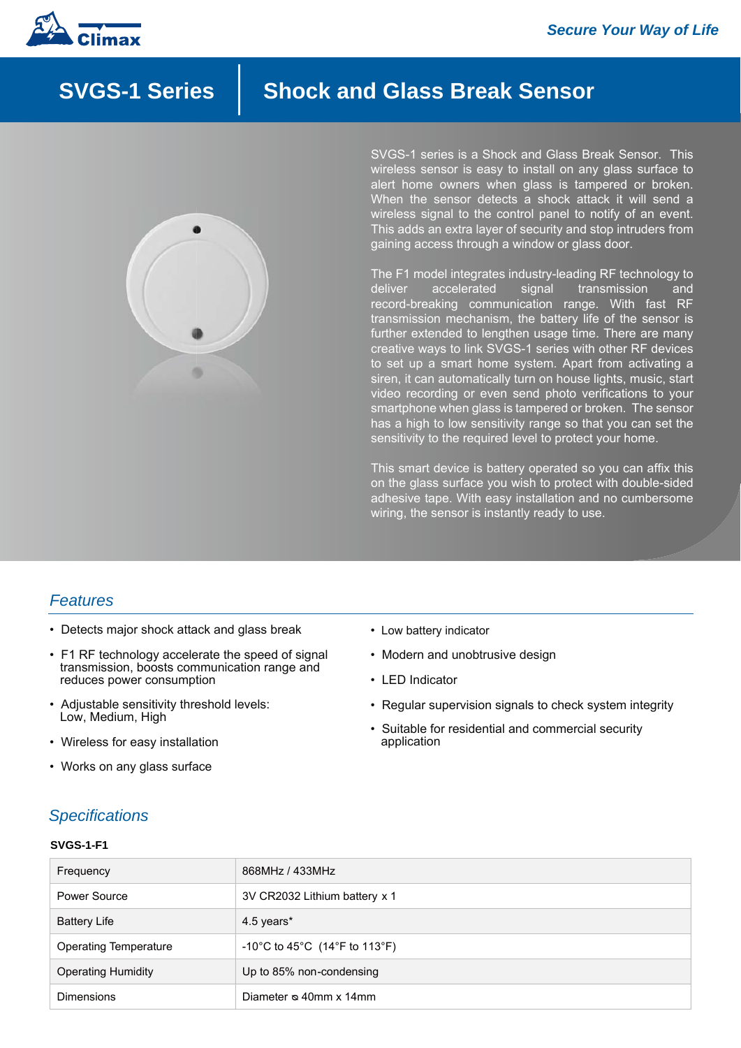Secure Your Way of Life

# SVGS-1 Series | Shock and Glass Break Sensor

SVGS-1 series is a Shock and Glass Break Sensor. This wireless sensor is easy to install on any glass surface to alert home owners when glass is tampered or broken. When the sensor detects a shock attack it will send a wireless signal to the control panel to notify of an event. This adds an extra layer of security and stop intruders from gaining access through a window or glass door.

The F1 model integrates industry-leading RF technology to deliver accelerated signal transmission and record-breaking communication range. With fast RF transmission mechanism, the battery life of the sensor is further extended to lengthen usage time. There are many creative ways to link SVGS-1 series with other RF devices to set up a smart home system. Apart from activating a siren, it can automatically turn on house lights, music, start video recording or even send photo verifications to your smartphone when glass is tampered or broken. The sensor has a high to low sensitivity range so that you can set the sensitivity to the required level to protect your home.

This smart device is battery operated so you can affix this on the glass surface you wish to protect with double-sided adhesive tape. With easy installation and no cumbersome wiring, the sensor is instantly ready to use.

## Features

- Detects major shock attack and glass break
- F1 RF technology accelerate the speed of signal transmission, boosts communication range and reduces power consumption
- Adjustable sensitivity threshold levels: Low, Medium, High
- Wireless for easy installation
- Works on any glass surface
- Low battery indicator
- Modern and unobtrusive design
- LED Indicator
- Regular supervision signals to check system integrity
- Suitable for residential and commercial security application

## Specifications

**SVGS-1-F1**

| | |
|---|---|
| Frequency | 868MHz / 433MHz |
| Power Source | 3V CR2032 Lithium battery x 1 |
| Battery Life | 4.5 years* |
| Operating Temperature | -10°C to 45°C (14°F to 113°F) |
| Operating Humidity | Up to 85% non-condensing |
| Dimensions | Diameter ø 40mm x 14mm |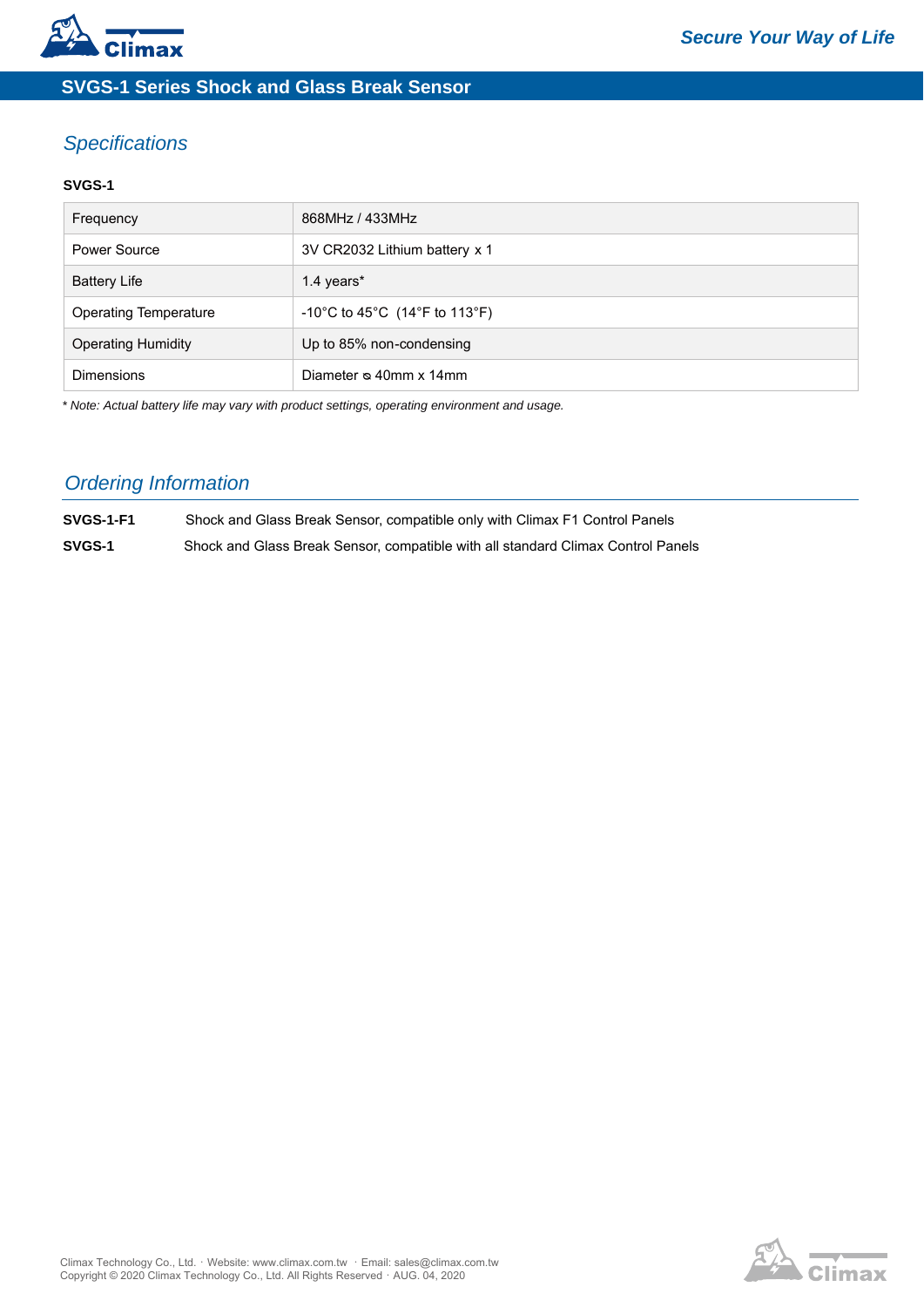## SVGS-1 Series Shock and Glass Break Sensor

## *Specifications*

**SVGS-1**

| | |
|---|---|
| Frequency | 868MHz / 433MHz |
| Power Source | 3V CR2032 Lithium battery x 1 |
| Battery Life | 1.4 years* |
| Operating Temperature | -10°C to 45°C (14°F to 113°F) |
| Operating Humidity | Up to 85% non-condensing |
| Dimensions | Diameter ø 40mm x 14mm |

*\* Note: Actual battery life may vary with product settings, operating environment and usage.*

## *Ordering Information*

**SVGS-1-F1** Shock and Glass Break Sensor, compatible only with Climax F1 Control Panels

**SVGS-1** Shock and Glass Break Sensor, compatible with all standard Climax Control Panels

Climax Technology Co., Ltd. · Website: www.climax.com.tw · Email: sales@climax.com.tw
Copyright © 2020 Climax Technology Co., Ltd. All Rights Reserved · AUG. 04, 2020